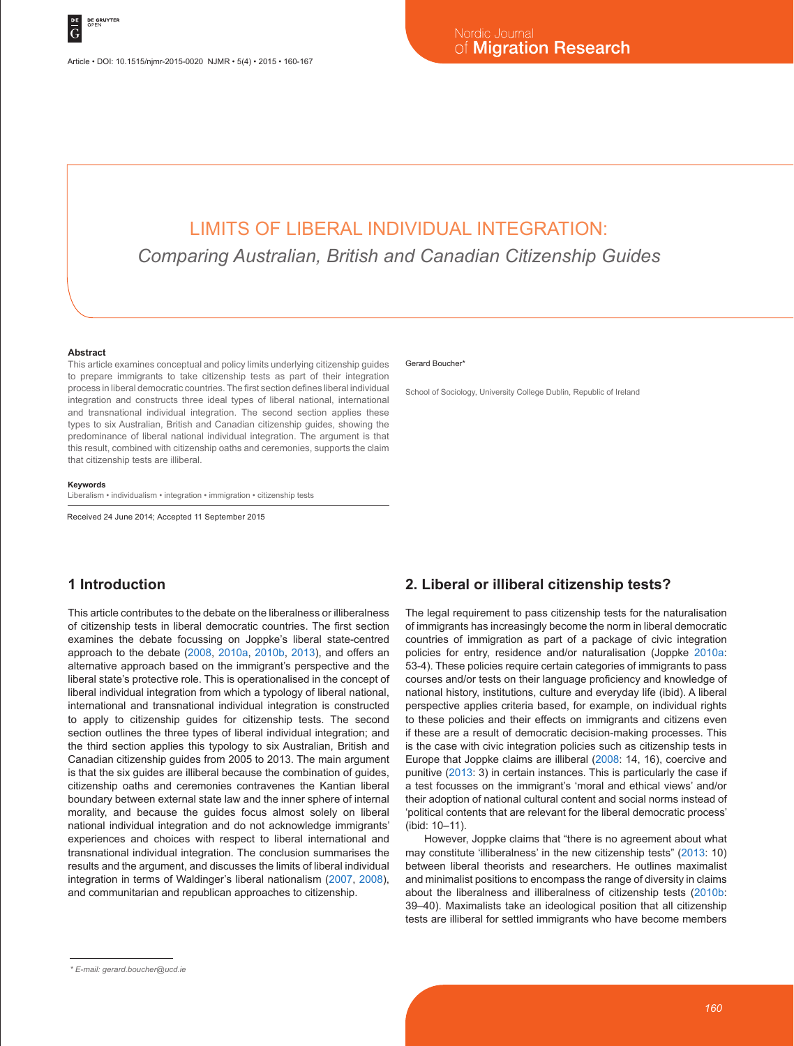# LIMITS OF LIBERAL INDIVIDUAL INTEGRATION:

## *Comparing Australian, British and Canadian Citizenship Guides*

Gerard Boucher*

School of Sociology, University College Dublin, Republic of Ireland

### Abstract

This article examines conceptual and policy limits underlying citizenship guides to prepare immigrants to take citizenship tests as part of their integration process in liberal democratic countries. The first section defines liberal individual integration and constructs three ideal types of liberal national, international and transnational individual integration. The second section applies these types to six Australian, British and Canadian citizenship guides, showing the predominance of liberal national individual integration. The argument is that this result, combined with citizenship oaths and ceremonies, supports the claim that citizenship tests are illiberal.

### Keywords

Liberalism • individualism • integration • immigration • citizenship tests

Received 24 June 2014; Accepted 11 September 2015

## 1 Introduction

This article contributes to the debate on the liberalness or illiberalness of citizenship tests in liberal democratic countries. The first section examines the debate focussing on Joppke's liberal state-centred approach to the debate (2008, 2010a, 2010b, 2013), and offers an alternative approach based on the immigrant's perspective and the liberal state's protective role. This is operationalised in the concept of liberal individual integration from which a typology of liberal national, international and transnational individual integration is constructed to apply to citizenship guides for citizenship tests. The second section outlines the three types of liberal individual integration; and the third section applies this typology to six Australian, British and Canadian citizenship guides from 2005 to 2013. The main argument is that the six guides are illiberal because the combination of guides, citizenship oaths and ceremonies contravenes the Kantian liberal boundary between external state law and the inner sphere of internal morality, and because the guides focus almost solely on liberal national individual integration and do not acknowledge immigrants' experiences and choices with respect to liberal international and transnational individual integration. The conclusion summarises the results and the argument, and discusses the limits of liberal individual integration in terms of Waldinger's liberal nationalism (2007, 2008), and communitarian and republican approaches to citizenship.

## 2. Liberal or illiberal citizenship tests?

The legal requirement to pass citizenship tests for the naturalisation of immigrants has increasingly become the norm in liberal democratic countries of immigration as part of a package of civic integration policies for entry, residence and/or naturalisation (Joppke 2010a: 53-4). These policies require certain categories of immigrants to pass courses and/or tests on their language proficiency and knowledge of national history, institutions, culture and everyday life (ibid). A liberal perspective applies criteria based, for example, on individual rights to these policies and their effects on immigrants and citizens even if these are a result of democratic decision-making processes. This is the case with civic integration policies such as citizenship tests in Europe that Joppke claims are illiberal (2008: 14, 16), coercive and punitive (2013: 3) in certain instances. This is particularly the case if a test focusses on the immigrant's 'moral and ethical views' and/or their adoption of national cultural content and social norms instead of 'political contents that are relevant for the liberal democratic process' (ibid: 10–11).

However, Joppke claims that "there is no agreement about what may constitute 'illiberalness' in the new citizenship tests" (2013: 10) between liberal theorists and researchers. He outlines maximalist and minimalist positions to encompass the range of diversity in claims about the liberalness and illiberalness of citizenship tests (2010b: 39–40). Maximalists take an ideological position that all citizenship tests are illiberal for settled immigrants who have become members

* E-mail: gerard.boucher@ucd.ie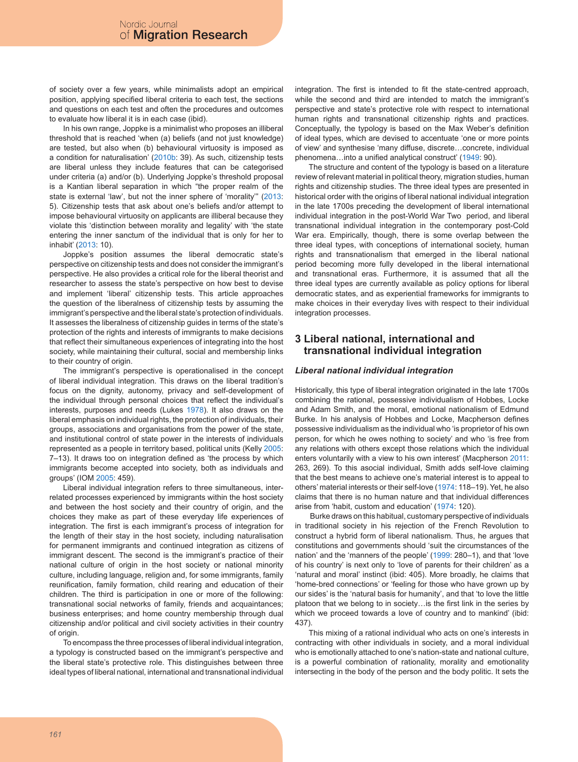of society over a few years, while minimalists adopt an empirical position, applying specified liberal criteria to each test, the sections and questions on each test and often the procedures and outcomes to evaluate how liberal it is in each case (ibid).

In his own range, Joppke is a minimalist who proposes an illiberal threshold that is reached 'when (a) beliefs (and not just knowledge) are tested, but also when (b) behavioural virtuosity is imposed as a condition for naturalisation' (2010b: 39). As such, citizenship tests are liberal unless they include features that can be categorised under criteria (a) and/or (b). Underlying Joppke's threshold proposal is a Kantian liberal separation in which "the proper realm of the state is external 'law', but not the inner sphere of 'morality'" (2013: 5). Citizenship tests that ask about one's beliefs and/or attempt to impose behavioural virtuosity on applicants are illiberal because they violate this 'distinction between morality and legality' with 'the state entering the inner sanctum of the individual that is only for her to inhabit' (2013: 10).

Joppke's position assumes the liberal democratic state's perspective on citizenship tests and does not consider the immigrant's perspective. He also provides a critical role for the liberal theorist and researcher to assess the state's perspective on how best to devise and implement 'liberal' citizenship tests. This article approaches the question of the liberalness of citizenship tests by assuming the immigrant's perspective and the liberal state's protection of individuals. It assesses the liberalness of citizenship guides in terms of the state's protection of the rights and interests of immigrants to make decisions that reflect their simultaneous experiences of integrating into the host society, while maintaining their cultural, social and membership links to their country of origin.

The immigrant's perspective is operationalised in the concept of liberal individual integration. This draws on the liberal tradition's focus on the dignity, autonomy, privacy and self-development of the individual through personal choices that reflect the individual's interests, purposes and needs (Lukes 1978). It also draws on the liberal emphasis on individual rights, the protection of individuals, their groups, associations and organisations from the power of the state, and institutional control of state power in the interests of individuals represented as a people in territory based, political units (Kelly 2005: 7–13). It draws too on integration defined as 'the process by which immigrants become accepted into society, both as individuals and groups' (IOM 2005: 459).

Liberal individual integration refers to three simultaneous, inter-related processes experienced by immigrants within the host society and between the host society and their country of origin, and the choices they make as part of these everyday life experiences of integration. The first is each immigrant's process of integration for the length of their stay in the host society, including naturalisation for permanent immigrants and continued integration as citizens of immigrant descent. The second is the immigrant's practice of their national culture of origin in the host society or national minority culture, including language, religion and, for some immigrants, family reunification, family formation, child rearing and education of their children. The third is participation in one or more of the following: transnational social networks of family, friends and acquaintances; business enterprises; and home country membership through dual citizenship and/or political and civil society activities in their country of origin.

To encompass the three processes of liberal individual integration, a typology is constructed based on the immigrant's perspective and the liberal state's protective role. This distinguishes between three ideal types of liberal national, international and transnational individual integration. The first is intended to fit the state-centred approach, while the second and third are intended to match the immigrant's perspective and state's protective role with respect to international human rights and transnational citizenship rights and practices. Conceptually, the typology is based on the Max Weber's definition of ideal types, which are devised to accentuate 'one or more points of view' and synthesise 'many diffuse, discrete…concrete, individual phenomena…into a unified analytical construct' (1949: 90).

The structure and content of the typology is based on a literature review of relevant material in political theory, migration studies, human rights and citizenship studies. The three ideal types are presented in historical order with the origins of liberal national individual integration in the late 1700s preceding the development of liberal international individual integration in the post-World War Two period, and liberal transnational individual integration in the contemporary post-Cold War era. Empirically, though, there is some overlap between the three ideal types, with conceptions of international society, human rights and transnationalism that emerged in the liberal national period becoming more fully developed in the liberal international and transnational eras. Furthermore, it is assumed that all the three ideal types are currently available as policy options for liberal democratic states, and as experiential frameworks for immigrants to make choices in their everyday lives with respect to their individual integration processes.

## 3 Liberal national, international and transnational individual integration

### *Liberal national individual integration*

Historically, this type of liberal integration originated in the late 1700s combining the rational, possessive individualism of Hobbes, Locke and Adam Smith, and the moral, emotional nationalism of Edmund Burke. In his analysis of Hobbes and Locke, Macpherson defines possessive individualism as the individual who 'is proprietor of his own person, for which he owes nothing to society' and who 'is free from any relations with others except those relations which the individual enters voluntarily with a view to his own interest' (Macpherson 2011: 263, 269). To this asocial individual, Smith adds self-love claiming that the best means to achieve one's material interest is to appeal to others' material interests or their self-love (1974: 118–19). Yet, he also claims that there is no human nature and that individual differences arise from 'habit, custom and education' (1974: 120).

Burke draws on this habitual, customary perspective of individuals in traditional society in his rejection of the French Revolution to construct a hybrid form of liberal nationalism. Thus, he argues that constitutions and governments should 'suit the circumstances of the nation' and the 'manners of the people' (1999: 280–1), and that 'love of his country' is next only to 'love of parents for their children' as a 'natural and moral' instinct (ibid: 405). More broadly, he claims that 'home-bred connections' or 'feeling for those who have grown up by our sides' is the 'natural basis for humanity', and that 'to love the little platoon that we belong to in society…is the first link in the series by which we proceed towards a love of country and to mankind' (ibid: 437).

This mixing of a rational individual who acts on one's interests in contracting with other individuals in society, and a moral individual who is emotionally attached to one's nation-state and national culture, is a powerful combination of rationality, morality and emotionality intersecting in the body of the person and the body politic. It sets the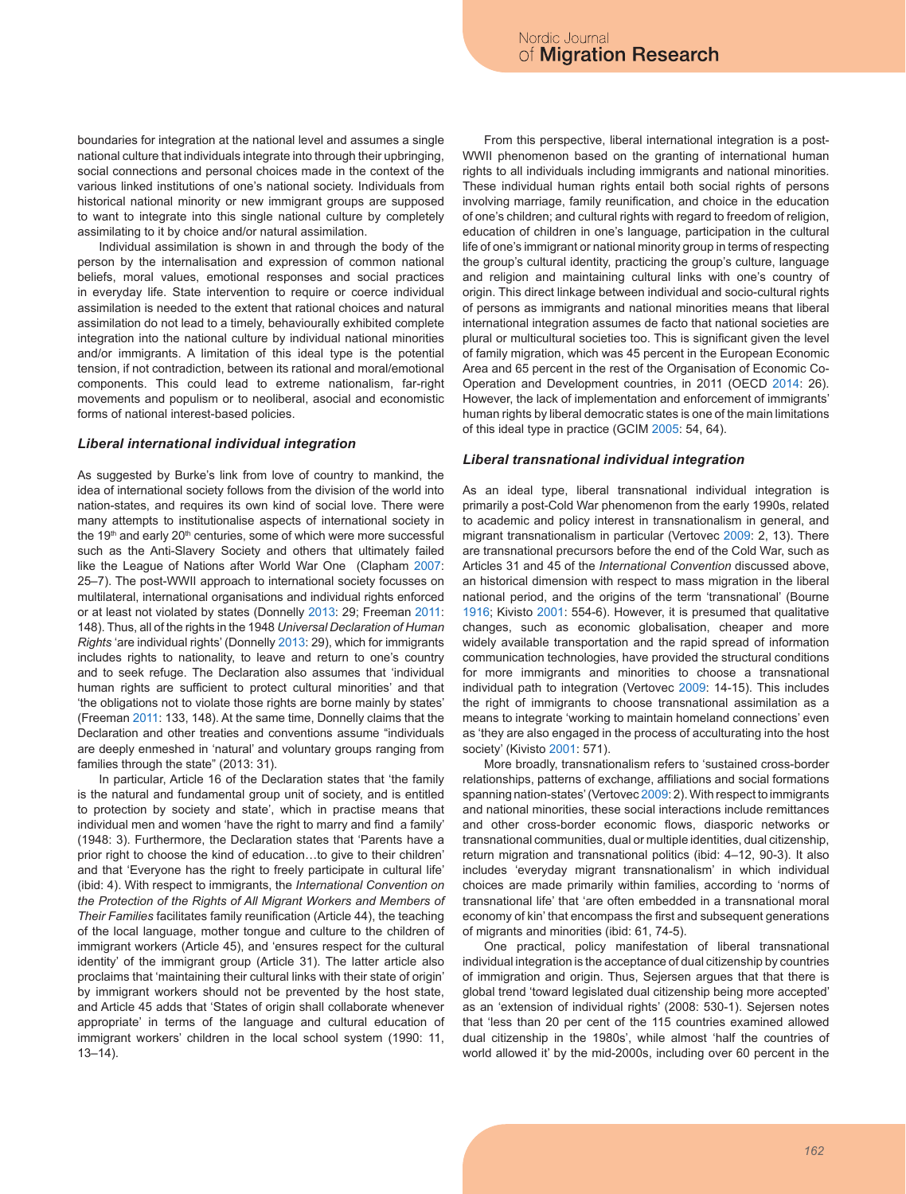boundaries for integration at the national level and assumes a single national culture that individuals integrate into through their upbringing, social connections and personal choices made in the context of the various linked institutions of one's national society. Individuals from historical national minority or new immigrant groups are supposed to want to integrate into this single national culture by completely assimilating to it by choice and/or natural assimilation.

Individual assimilation is shown in and through the body of the person by the internalisation and expression of common national beliefs, moral values, emotional responses and social practices in everyday life. State intervention to require or coerce individual assimilation is needed to the extent that rational choices and natural assimilation do not lead to a timely, behaviourally exhibited complete integration into the national culture by individual national minorities and/or immigrants. A limitation of this ideal type is the potential tension, if not contradiction, between its rational and moral/emotional components. This could lead to extreme nationalism, far-right movements and populism or to neoliberal, asocial and economistic forms of national interest-based policies.

### *Liberal international individual integration*

As suggested by Burke's link from love of country to mankind, the idea of international society follows from the division of the world into nation-states, and requires its own kind of social love. There were many attempts to institutionalise aspects of international society in the 19th and early 20th centuries, some of which were more successful such as the Anti-Slavery Society and others that ultimately failed like the League of Nations after World War One (Clapham 2007: 25–7). The post-WWII approach to international society focusses on multilateral, international organisations and individual rights enforced or at least not violated by states (Donnelly 2013: 29; Freeman 2011: 148). Thus, all of the rights in the 1948 *Universal Declaration of Human Rights* 'are individual rights' (Donnelly 2013: 29), which for immigrants includes rights to nationality, to leave and return to one's country and to seek refuge. The Declaration also assumes that 'individual human rights are sufficient to protect cultural minorities' and that 'the obligations not to violate those rights are borne mainly by states' (Freeman 2011: 133, 148). At the same time, Donnelly claims that the Declaration and other treaties and conventions assume "individuals are deeply enmeshed in 'natural' and voluntary groups ranging from families through the state" (2013: 31).

In particular, Article 16 of the Declaration states that 'the family is the natural and fundamental group unit of society, and is entitled to protection by society and state', which in practise means that individual men and women 'have the right to marry and find a family' (1948: 3). Furthermore, the Declaration states that 'Parents have a prior right to choose the kind of education…to give to their children' and that 'Everyone has the right to freely participate in cultural life' (ibid: 4). With respect to immigrants, the *International Convention on the Protection of the Rights of All Migrant Workers and Members of Their Families* facilitates family reunification (Article 44), the teaching of the local language, mother tongue and culture to the children of immigrant workers (Article 45), and 'ensures respect for the cultural identity' of the immigrant group (Article 31). The latter article also proclaims that 'maintaining their cultural links with their state of origin' by immigrant workers should not be prevented by the host state, and Article 45 adds that 'States of origin shall collaborate whenever appropriate' in terms of the language and cultural education of immigrant workers' children in the local school system (1990: 11, 13–14).

From this perspective, liberal international integration is a post-WWII phenomenon based on the granting of international human rights to all individuals including immigrants and national minorities. These individual human rights entail both social rights of persons involving marriage, family reunification, and choice in the education of one's children; and cultural rights with regard to freedom of religion, education of children in one's language, participation in the cultural life of one's immigrant or national minority group in terms of respecting the group's cultural identity, practicing the group's culture, language and religion and maintaining cultural links with one's country of origin. This direct linkage between individual and socio-cultural rights of persons as immigrants and national minorities means that liberal international integration assumes de facto that national societies are plural or multicultural societies too. This is significant given the level of family migration, which was 45 percent in the European Economic Area and 65 percent in the rest of the Organisation of Economic Co-Operation and Development countries, in 2011 (OECD 2014: 26). However, the lack of implementation and enforcement of immigrants' human rights by liberal democratic states is one of the main limitations of this ideal type in practice (GCIM 2005: 54, 64).

### *Liberal transnational individual integration*

As an ideal type, liberal transnational individual integration is primarily a post-Cold War phenomenon from the early 1990s, related to academic and policy interest in transnationalism in general, and migrant transnationalism in particular (Vertovec 2009: 2, 13). There are transnational precursors before the end of the Cold War, such as Articles 31 and 45 of the *International Convention* discussed above, an historical dimension with respect to mass migration in the liberal national period, and the origins of the term 'transnational' (Bourne 1916; Kivisto 2001: 554-6). However, it is presumed that qualitative changes, such as economic globalisation, cheaper and more widely available transportation and the rapid spread of information communication technologies, have provided the structural conditions for more immigrants and minorities to choose a transnational individual path to integration (Vertovec 2009: 14-15). This includes the right of immigrants to choose transnational assimilation as a means to integrate 'working to maintain homeland connections' even as 'they are also engaged in the process of acculturating into the host society' (Kivisto 2001: 571).

More broadly, transnationalism refers to 'sustained cross-border relationships, patterns of exchange, affiliations and social formations spanning nation-states' (Vertovec 2009: 2). With respect to immigrants and national minorities, these social interactions include remittances and other cross-border economic flows, diasporic networks or transnational communities, dual or multiple identities, dual citizenship, return migration and transnational politics (ibid: 4–12, 90-3). It also includes 'everyday migrant transnationalism' in which individual choices are made primarily within families, according to 'norms of transnational life' that 'are often embedded in a transnational moral economy of kin' that encompass the first and subsequent generations of migrants and minorities (ibid: 61, 74-5).

One practical, policy manifestation of liberal transnational individual integration is the acceptance of dual citizenship by countries of immigration and origin. Thus, Sejersen argues that that there is global trend 'toward legislated dual citizenship being more accepted' as an 'extension of individual rights' (2008: 530-1). Sejersen notes that 'less than 20 per cent of the 115 countries examined allowed dual citizenship in the 1980s', while almost 'half the countries of world allowed it' by the mid-2000s, including over 60 percent in the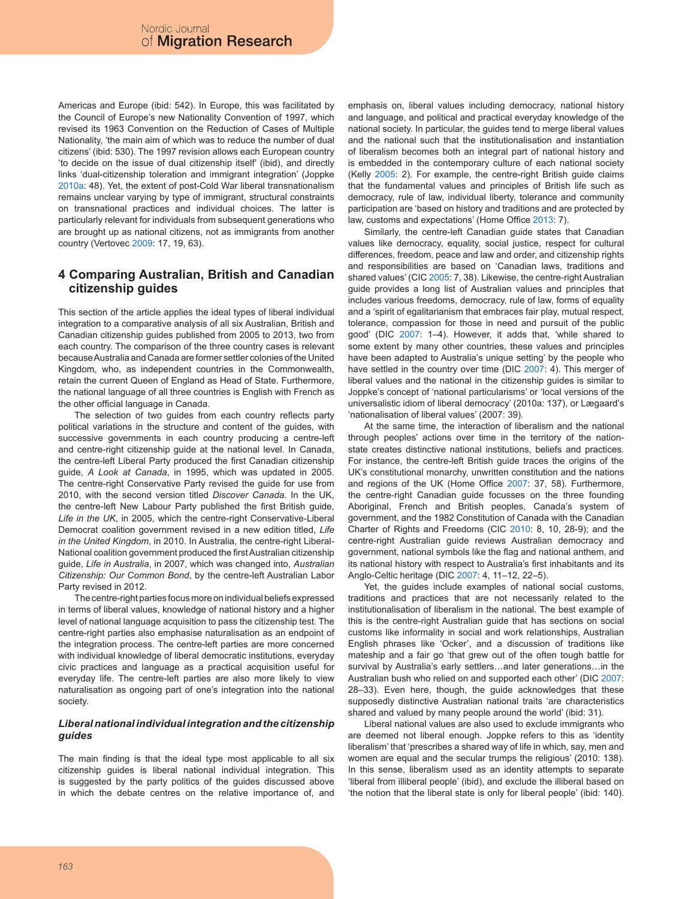Americas and Europe (ibid: 542). In Europe, this was facilitated by the Council of Europe's new Nationality Convention of 1997, which revised its 1963 Convention on the Reduction of Cases of Multiple Nationality, 'the main aim of which was to reduce the number of dual citizens' (ibid: 530). The 1997 revision allows each European country 'to decide on the issue of dual citizenship itself' (ibid), and directly links 'dual-citizenship toleration and immigrant integration' (Joppke 2010a: 48). Yet, the extent of post-Cold War liberal transnationalism remains unclear varying by type of immigrant, structural constraints on transnational practices and individual choices. The latter is particularly relevant for individuals from subsequent generations who are brought up as national citizens, not as immigrants from another country (Vertovec 2009: 17, 19, 63).

## 4 Comparing Australian, British and Canadian citizenship guides

This section of the article applies the ideal types of liberal individual integration to a comparative analysis of all six Australian, British and Canadian citizenship guides published from 2005 to 2013, two from each country. The comparison of the three country cases is relevant because Australia and Canada are former settler colonies of the United Kingdom, who, as independent countries in the Commonwealth, retain the current Queen of England as Head of State. Furthermore, the national language of all three countries is English with French as the other official language in Canada.

The selection of two guides from each country reflects party political variations in the structure and content of the guides, with successive governments in each country producing a centre-left and centre-right citizenship guide at the national level. In Canada, the centre-left Liberal Party produced the first Canadian citizenship guide, *A Look at Canada*, in 1995, which was updated in 2005. The centre-right Conservative Party revised the guide for use from 2010, with the second version titled *Discover Canada*. In the UK, the centre-left New Labour Party published the first British guide, *Life in the UK*, in 2005, which the centre-right Conservative-Liberal Democrat coalition government revised in a new edition titled, *Life in the United Kingdom*, in 2010. In Australia, the centre-right Liberal-National coalition government produced the first Australian citizenship guide, *Life in Australia*, in 2007, which was changed into, *Australian Citizenship: Our Common Bond*, by the centre-left Australian Labor Party revised in 2012.

The centre-right parties focus more on individual beliefs expressed in terms of liberal values, knowledge of national history and a higher level of national language acquisition to pass the citizenship test. The centre-right parties also emphasise naturalisation as an endpoint of the integration process. The centre-left parties are more concerned with individual knowledge of liberal democratic institutions, everyday civic practices and language as a practical acquisition useful for everyday life. The centre-left parties are also more likely to view naturalisation as ongoing part of one's integration into the national society.

### *Liberal national individual integration and the citizenship guides*

The main finding is that the ideal type most applicable to all six citizenship guides is liberal national individual integration. This is suggested by the party politics of the guides discussed above in which the debate centres on the relative importance of, and emphasis on, liberal values including democracy, national history and language, and political and practical everyday knowledge of the national society. In particular, the guides tend to merge liberal values and the national such that the institutionalisation and instantiation of liberalism becomes both an integral part of national history and is embedded in the contemporary culture of each national society (Kelly 2005: 2). For example, the centre-right British guide claims that the fundamental values and principles of British life such as democracy, rule of law, individual liberty, tolerance and community participation are 'based on history and traditions and are protected by law, customs and expectations' (Home Office 2013: 7).

Similarly, the centre-left Canadian guide states that Canadian values like democracy, equality, social justice, respect for cultural differences, freedom, peace and law and order, and citizenship rights and responsibilities are based on 'Canadian laws, traditions and shared values' (CIC 2005: 7, 38). Likewise, the centre-right Australian guide provides a long list of Australian values and principles that includes various freedoms, democracy, rule of law, forms of equality and a 'spirit of egalitarianism that embraces fair play, mutual respect, tolerance, compassion for those in need and pursuit of the public good' (DIC 2007: 1–4). However, it adds that, 'while shared to some extent by many other countries, these values and principles have been adapted to Australia's unique setting' by the people who have settled in the country over time (DIC 2007: 4). This merger of liberal values and the national in the citizenship guides is similar to Joppke's concept of 'national particularisms' or 'local versions of the universalistic idiom of liberal democracy' (2010a: 137), or Lægaard's 'nationalisation of liberal values' (2007: 39).

At the same time, the interaction of liberalism and the national through peoples' actions over time in the territory of the nation-state creates distinctive national institutions, beliefs and practices. For instance, the centre-left British guide traces the origins of the UK's constitutional monarchy, unwritten constitution and the nations and regions of the UK (Home Office 2007: 37, 58). Furthermore, the centre-right Canadian guide focusses on the three founding Aboriginal, French and British peoples, Canada's system of government, and the 1982 Constitution of Canada with the Canadian Charter of Rights and Freedoms (CIC 2010: 8, 10, 28-9); and the centre-right Australian guide reviews Australian democracy and government, national symbols like the flag and national anthem, and its national history with respect to Australia's first inhabitants and its Anglo-Celtic heritage (DIC 2007: 4, 11–12, 22–5).

Yet, the guides include examples of national social customs, traditions and practices that are not necessarily related to the institutionalisation of liberalism in the national. The best example of this is the centre-right Australian guide that has sections on social customs like informality in social and work relationships, Australian English phrases like 'Ocker', and a discussion of traditions like mateship and a fair go 'that grew out of the often tough battle for survival by Australia's early settlers…and later generations…in the Australian bush who relied on and supported each other' (DIC 2007: 28–33). Even here, though, the guide acknowledges that these supposedly distinctive Australian national traits 'are characteristics shared and valued by many people around the world' (ibid: 31).

Liberal national values are also used to exclude immigrants who are deemed not liberal enough. Joppke refers to this as 'identity liberalism' that 'prescribes a shared way of life in which, say, men and women are equal and the secular trumps the religious' (2010: 138). In this sense, liberalism used as an identity attempts to separate 'liberal from illiberal people' (ibid), and exclude the illiberal based on 'the notion that the liberal state is only for liberal people' (ibid: 140).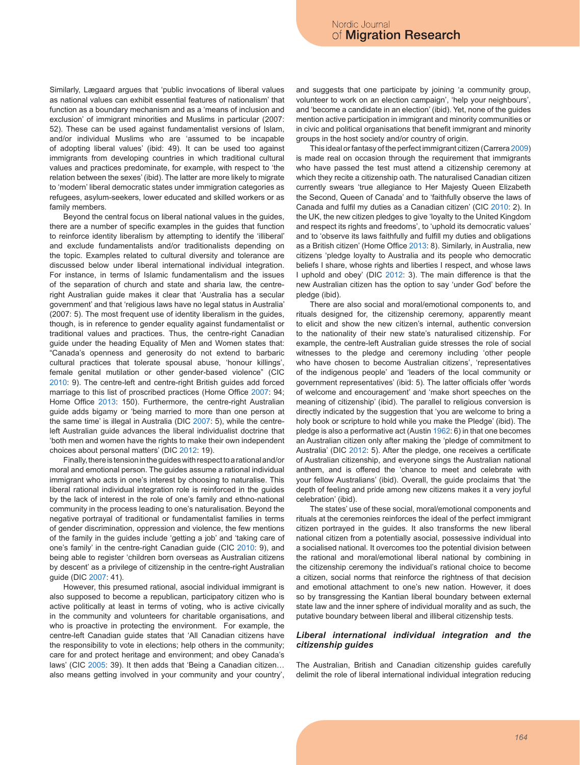Similarly, Lægaard argues that 'public invocations of liberal values as national values can exhibit essential features of nationalism' that function as a boundary mechanism and as a 'means of inclusion and exclusion' of immigrant minorities and Muslims in particular (2007: 52). These can be used against fundamentalist versions of Islam, and/or individual Muslims who are 'assumed to be incapable of adopting liberal values' (ibid: 49). It can be used too against immigrants from developing countries in which traditional cultural values and practices predominate, for example, with respect to 'the relation between the sexes' (ibid). The latter are more likely to migrate to 'modern' liberal democratic states under immigration categories as refugees, asylum-seekers, lower educated and skilled workers or as family members.

Beyond the central focus on liberal national values in the guides, there are a number of specific examples in the guides that function to reinforce identity liberalism by attempting to identify the 'illiberal' and exclude fundamentalists and/or traditionalists depending on the topic. Examples related to cultural diversity and tolerance are discussed below under liberal international individual integration. For instance, in terms of Islamic fundamentalism and the issues of the separation of church and state and sharia law, the centre-right Australian guide makes it clear that 'Australia has a secular government' and that 'religious laws have no legal status in Australia' (2007: 5). The most frequent use of identity liberalism in the guides, though, is in reference to gender equality against fundamentalist or traditional values and practices. Thus, the centre-right Canadian guide under the heading Equality of Men and Women states that: "Canada's openness and generosity do not extend to barbaric cultural practices that tolerate spousal abuse, 'honour killings', female genital mutilation or other gender-based violence" (CIC 2010: 9). The centre-left and centre-right British guides add forced marriage to this list of proscribed practices (Home Office 2007: 94; Home Office 2013: 150). Furthermore, the centre-right Australian guide adds bigamy or 'being married to more than one person at the same time' is illegal in Australia (DIC 2007: 5), while the centre-left Australian guide advances the liberal individualist doctrine that 'both men and women have the rights to make their own independent choices about personal matters' (DIC 2012: 19).

Finally, there is tension in the guides with respect to a rational and/or moral and emotional person. The guides assume a rational individual immigrant who acts in one's interest by choosing to naturalise. This liberal rational individual integration role is reinforced in the guides by the lack of interest in the role of one's family and ethno-national community in the process leading to one's naturalisation. Beyond the negative portrayal of traditional or fundamentalist families in terms of gender discrimination, oppression and violence, the few mentions of the family in the guides include 'getting a job' and 'taking care of one's family' in the centre-right Canadian guide (CIC 2010: 9), and being able to register 'children born overseas as Australian citizens by descent' as a privilege of citizenship in the centre-right Australian guide (DIC 2007: 41).

However, this presumed rational, asocial individual immigrant is also supposed to become a republican, participatory citizen who is active politically at least in terms of voting, who is active civically in the community and volunteers for charitable organisations, and who is proactive in protecting the environment. For example, the centre-left Canadian guide states that 'All Canadian citizens have the responsibility to vote in elections; help others in the community; care for and protect heritage and environment; and obey Canada's laws' (CIC 2005: 39). It then adds that 'Being a Canadian citizen… also means getting involved in your community and your country', and suggests that one participate by joining 'a community group, volunteer to work on an election campaign', 'help your neighbours', and 'become a candidate in an election' (ibid). Yet, none of the guides mention active participation in immigrant and minority communities or in civic and political organisations that benefit immigrant and minority groups in the host society and/or country of origin.

This ideal or fantasy of the perfect immigrant citizen (Carrera 2009) is made real on occasion through the requirement that immigrants who have passed the test must attend a citizenship ceremony at which they recite a citizenship oath. The naturalised Canadian citizen currently swears 'true allegiance to Her Majesty Queen Elizabeth the Second, Queen of Canada' and to 'faithfully observe the laws of Canada and fulfil my duties as a Canadian citizen' (CIC 2010: 2). In the UK, the new citizen pledges to give 'loyalty to the United Kingdom and respect its rights and freedoms', to 'uphold its democratic values' and to 'observe its laws faithfully and fulfill my duties and obligations as a British citizen' (Home Office 2013: 8). Similarly, in Australia, new citizens 'pledge loyalty to Australia and its people who democratic beliefs I share, whose rights and liberties I respect, and whose laws I uphold and obey' (DIC 2012: 3). The main difference is that the new Australian citizen has the option to say 'under God' before the pledge (ibid).

There are also social and moral/emotional components to, and rituals designed for, the citizenship ceremony, apparently meant to elicit and show the new citizen's internal, authentic conversion to the nationality of their new state's naturalised citizenship. For example, the centre-left Australian guide stresses the role of social witnesses to the pledge and ceremony including 'other people who have chosen to become Australian citizens', 'representatives of the indigenous people' and 'leaders of the local community or government representatives' (ibid: 5). The latter officials offer 'words of welcome and encouragement' and 'make short speeches on the meaning of citizenship' (ibid). The parallel to religious conversion is directly indicated by the suggestion that 'you are welcome to bring a holy book or scripture to hold while you make the Pledge' (ibid). The pledge is also a performative act (Austin 1962: 6) in that one becomes an Australian citizen only after making the 'pledge of commitment to Australia' (DIC 2012: 5). After the pledge, one receives a certificate of Australian citizenship, and everyone sings the Australian national anthem, and is offered the 'chance to meet and celebrate with your fellow Australians' (ibid). Overall, the guide proclaims that 'the depth of feeling and pride among new citizens makes it a very joyful celebration' (ibid).

The states' use of these social, moral/emotional components and rituals at the ceremonies reinforces the ideal of the perfect immigrant citizen portrayed in the guides. It also transforms the new liberal national citizen from a potentially asocial, possessive individual into a socialised national. It overcomes too the potential division between the rational and moral/emotional liberal national by combining in the citizenship ceremony the individual's rational choice to become a citizen, social norms that reinforce the rightness of that decision and emotional attachment to one's new nation. However, it does so by transgressing the Kantian liberal boundary between external state law and the inner sphere of individual morality and as such, the putative boundary between liberal and illiberal citizenship tests.

### *Liberal international individual integration and the citizenship guides*

The Australian, British and Canadian citizenship guides carefully delimit the role of liberal international individual integration reducing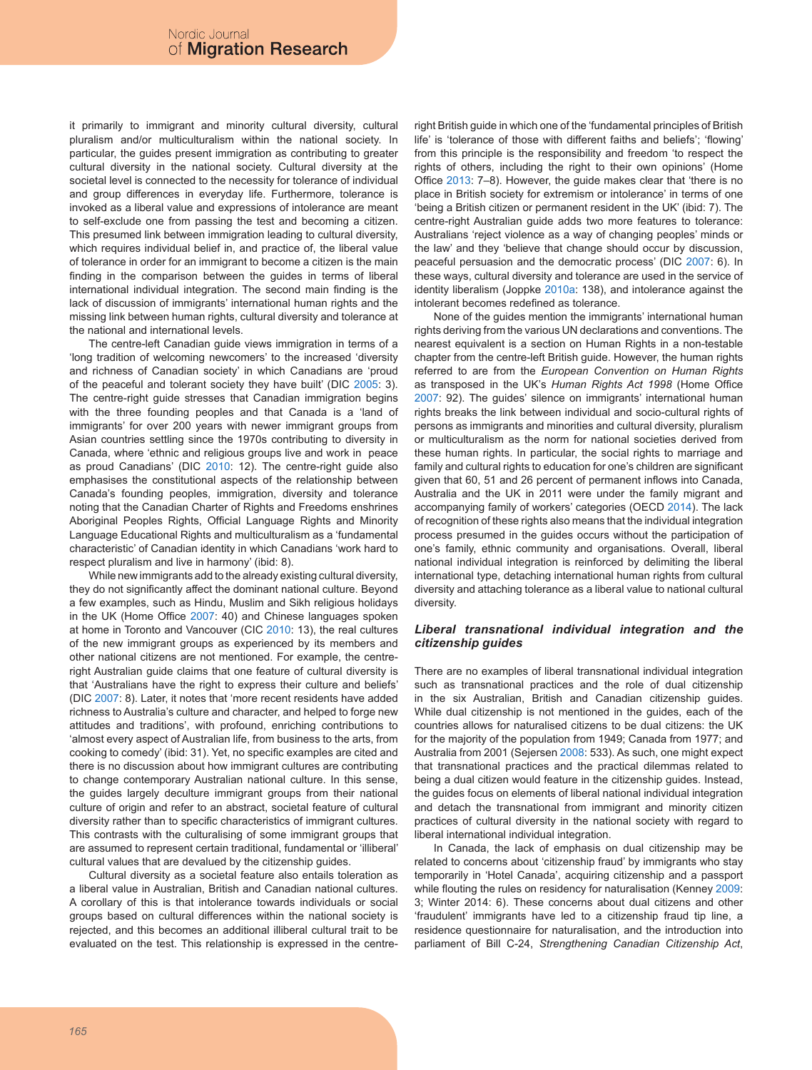it primarily to immigrant and minority cultural diversity, cultural pluralism and/or multiculturalism within the national society. In particular, the guides present immigration as contributing to greater cultural diversity in the national society. Cultural diversity at the societal level is connected to the necessity for tolerance of individual and group differences in everyday life. Furthermore, tolerance is invoked as a liberal value and expressions of intolerance are meant to self-exclude one from passing the test and becoming a citizen. This presumed link between immigration leading to cultural diversity, which requires individual belief in, and practice of, the liberal value of tolerance in order for an immigrant to become a citizen is the main finding in the comparison between the guides in terms of liberal international individual integration. The second main finding is the lack of discussion of immigrants' international human rights and the missing link between human rights, cultural diversity and tolerance at the national and international levels.

The centre-left Canadian guide views immigration in terms of a 'long tradition of welcoming newcomers' to the increased 'diversity and richness of Canadian society' in which Canadians are 'proud of the peaceful and tolerant society they have built' (DIC 2005: 3). The centre-right guide stresses that Canadian immigration begins with the three founding peoples and that Canada is a 'land of immigrants' for over 200 years with newer immigrant groups from Asian countries settling since the 1970s contributing to diversity in Canada, where 'ethnic and religious groups live and work in peace as proud Canadians' (DIC 2010: 12). The centre-right guide also emphasises the constitutional aspects of the relationship between Canada's founding peoples, immigration, diversity and tolerance noting that the Canadian Charter of Rights and Freedoms enshrines Aboriginal Peoples Rights, Official Language Rights and Minority Language Educational Rights and multiculturalism as a 'fundamental characteristic' of Canadian identity in which Canadians 'work hard to respect pluralism and live in harmony' (ibid: 8).

While new immigrants add to the already existing cultural diversity, they do not significantly affect the dominant national culture. Beyond a few examples, such as Hindu, Muslim and Sikh religious holidays in the UK (Home Office 2007: 40) and Chinese languages spoken at home in Toronto and Vancouver (CIC 2010: 13), the real cultures of the new immigrant groups as experienced by its members and other national citizens are not mentioned. For example, the centre-right Australian guide claims that one feature of cultural diversity is that 'Australians have the right to express their culture and beliefs' (DIC 2007: 8). Later, it notes that 'more recent residents have added richness to Australia's culture and character, and helped to forge new attitudes and traditions', with profound, enriching contributions to 'almost every aspect of Australian life, from business to the arts, from cooking to comedy' (ibid: 31). Yet, no specific examples are cited and there is no discussion about how immigrant cultures are contributing to change contemporary Australian national culture. In this sense, the guides largely deculture immigrant groups from their national culture of origin and refer to an abstract, societal feature of cultural diversity rather than to specific characteristics of immigrant cultures. This contrasts with the culturalising of some immigrant groups that are assumed to represent certain traditional, fundamental or 'illiberal' cultural values that are devalued by the citizenship guides.

Cultural diversity as a societal feature also entails toleration as a liberal value in Australian, British and Canadian national cultures. A corollary of this is that intolerance towards individuals or social groups based on cultural differences within the national society is rejected, and this becomes an additional illiberal cultural trait to be evaluated on the test. This relationship is expressed in the centre-right British guide in which one of the 'fundamental principles of British life' is 'tolerance of those with different faiths and beliefs'; 'flowing' from this principle is the responsibility and freedom 'to respect the rights of others, including the right to their own opinions' (Home Office 2013: 7–8). However, the guide makes clear that 'there is no place in British society for extremism or intolerance' in terms of one 'being a British citizen or permanent resident in the UK' (ibid: 7). The centre-right Australian guide adds two more features to tolerance: Australians 'reject violence as a way of changing peoples' minds or the law' and they 'believe that change should occur by discussion, peaceful persuasion and the democratic process' (DIC 2007: 6). In these ways, cultural diversity and tolerance are used in the service of identity liberalism (Joppke 2010a: 138), and intolerance against the intolerant becomes redefined as tolerance.

None of the guides mention the immigrants' international human rights deriving from the various UN declarations and conventions. The nearest equivalent is a section on Human Rights in a non-testable chapter from the centre-left British guide. However, the human rights referred to are from the *European Convention on Human Rights* as transposed in the UK's *Human Rights Act 1998* (Home Office 2007: 92). The guides' silence on immigrants' international human rights breaks the link between individual and socio-cultural rights of persons as immigrants and minorities and cultural diversity, pluralism or multiculturalism as the norm for national societies derived from these human rights. In particular, the social rights to marriage and family and cultural rights to education for one's children are significant given that 60, 51 and 26 percent of permanent inflows into Canada, Australia and the UK in 2011 were under the family migrant and accompanying family of workers' categories (OECD 2014). The lack of recognition of these rights also means that the individual integration process presumed in the guides occurs without the participation of one's family, ethnic community and organisations. Overall, liberal national individual integration is reinforced by delimiting the liberal international type, detaching international human rights from cultural diversity and attaching tolerance as a liberal value to national cultural diversity.

### *Liberal transnational individual integration and the citizenship guides*

There are no examples of liberal transnational individual integration such as transnational practices and the role of dual citizenship in the six Australian, British and Canadian citizenship guides. While dual citizenship is not mentioned in the guides, each of the countries allows for naturalised citizens to be dual citizens: the UK for the majority of the population from 1949; Canada from 1977; and Australia from 2001 (Sejersen 2008: 533). As such, one might expect that transnational practices and the practical dilemmas related to being a dual citizen would feature in the citizenship guides. Instead, the guides focus on elements of liberal national individual integration and detach the transnational from immigrant and minority citizen practices of cultural diversity in the national society with regard to liberal international individual integration.

In Canada, the lack of emphasis on dual citizenship may be related to concerns about 'citizenship fraud' by immigrants who stay temporarily in 'Hotel Canada', acquiring citizenship and a passport while flouting the rules on residency for naturalisation (Kenney 2009: 3; Winter 2014: 6). These concerns about dual citizens and other 'fraudulent' immigrants have led to a citizenship fraud tip line, a residence questionnaire for naturalisation, and the introduction into parliament of Bill C-24, *Strengthening Canadian Citizenship Act*,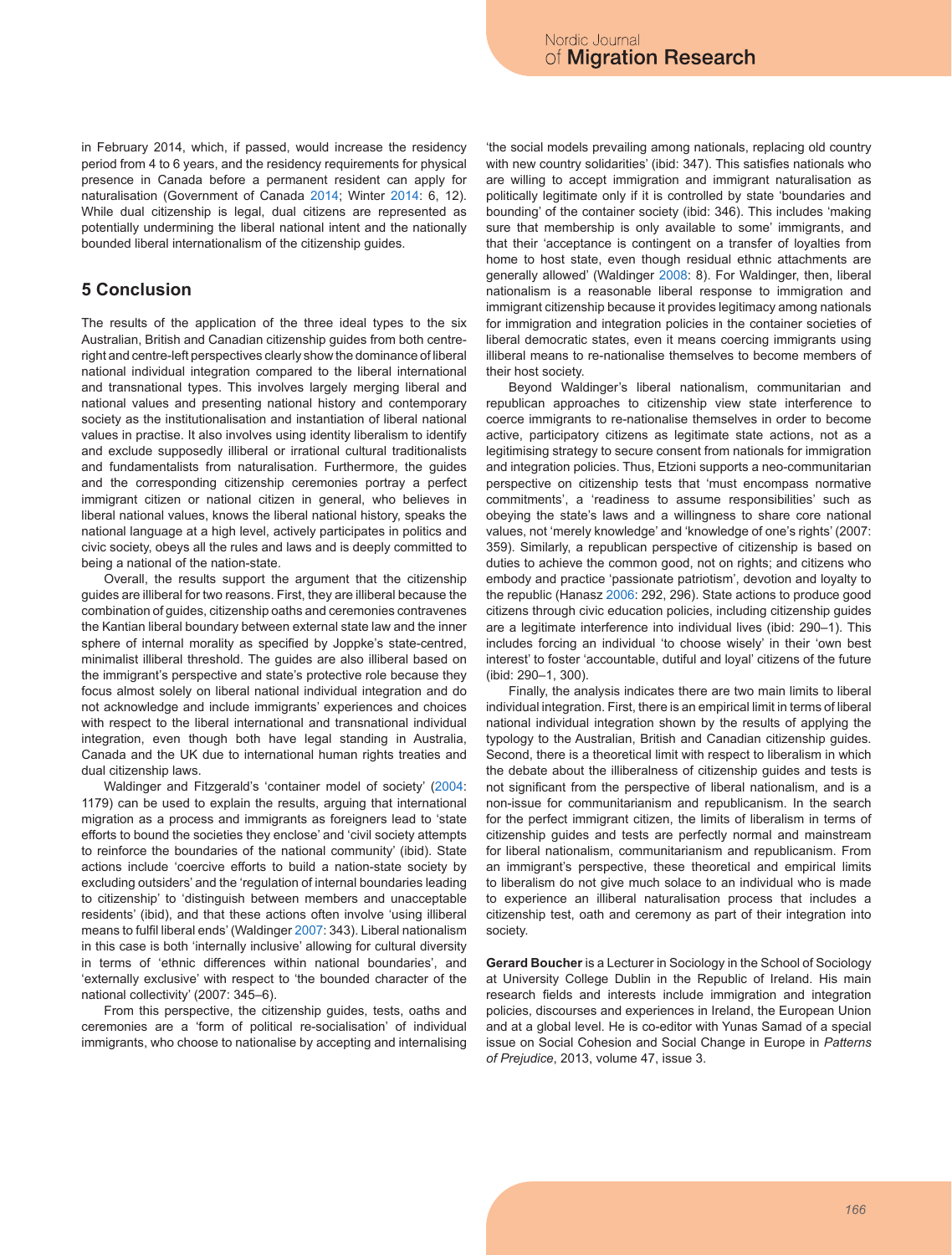in February 2014, which, if passed, would increase the residency period from 4 to 6 years, and the residency requirements for physical presence in Canada before a permanent resident can apply for naturalisation (Government of Canada 2014; Winter 2014: 6, 12). While dual citizenship is legal, dual citizens are represented as potentially undermining the liberal national intent and the nationally bounded liberal internationalism of the citizenship guides.

## 5 Conclusion

The results of the application of the three ideal types to the six Australian, British and Canadian citizenship guides from both centre-right and centre-left perspectives clearly show the dominance of liberal national individual integration compared to the liberal international and transnational types. This involves largely merging liberal and national values and presenting national history and contemporary society as the institutionalisation and instantiation of liberal national values in practise. It also involves using identity liberalism to identify and exclude supposedly illiberal or irrational cultural traditionalists and fundamentalists from naturalisation. Furthermore, the guides and the corresponding citizenship ceremonies portray a perfect immigrant citizen or national citizen in general, who believes in liberal national values, knows the liberal national history, speaks the national language at a high level, actively participates in politics and civic society, obeys all the rules and laws and is deeply committed to being a national of the nation-state.

Overall, the results support the argument that the citizenship guides are illiberal for two reasons. First, they are illiberal because the combination of guides, citizenship oaths and ceremonies contravenes the Kantian liberal boundary between external state law and the inner sphere of internal morality as specified by Joppke's state-centred, minimalist illiberal threshold. The guides are also illiberal based on the immigrant's perspective and state's protective role because they focus almost solely on liberal national individual integration and do not acknowledge and include immigrants' experiences and choices with respect to the liberal international and transnational individual integration, even though both have legal standing in Australia, Canada and the UK due to international human rights treaties and dual citizenship laws.

Waldinger and Fitzgerald's 'container model of society' (2004: 1179) can be used to explain the results, arguing that international migration as a process and immigrants as foreigners lead to 'state efforts to bound the societies they enclose' and 'civil society attempts to reinforce the boundaries of the national community' (ibid). State actions include 'coercive efforts to build a nation-state society by excluding outsiders' and the 'regulation of internal boundaries leading to citizenship' to 'distinguish between members and unacceptable residents' (ibid), and that these actions often involve 'using illiberal means to fulfil liberal ends' (Waldinger 2007: 343). Liberal nationalism in this case is both 'internally inclusive' allowing for cultural diversity in terms of 'ethnic differences within national boundaries', and 'externally exclusive' with respect to 'the bounded character of the national collectivity' (2007: 345–6).

From this perspective, the citizenship guides, tests, oaths and ceremonies are a 'form of political re-socialisation' of individual immigrants, who choose to nationalise by accepting and internalising 'the social models prevailing among nationals, replacing old country with new country solidarities' (ibid: 347). This satisfies nationals who are willing to accept immigration and immigrant naturalisation as politically legitimate only if it is controlled by state 'boundaries and bounding' of the container society (ibid: 346). This includes 'making sure that membership is only available to some' immigrants, and that their 'acceptance is contingent on a transfer of loyalties from home to host state, even though residual ethnic attachments are generally allowed' (Waldinger 2008: 8). For Waldinger, then, liberal nationalism is a reasonable liberal response to immigration and immigrant citizenship because it provides legitimacy among nationals for immigration and integration policies in the container societies of liberal democratic states, even it means coercing immigrants using illiberal means to re-nationalise themselves to become members of their host society.

Beyond Waldinger's liberal nationalism, communitarian and republican approaches to citizenship view state interference to coerce immigrants to re-nationalise themselves in order to become active, participatory citizens as legitimate state actions, not as a legitimising strategy to secure consent from nationals for immigration and integration policies. Thus, Etzioni supports a neo-communitarian perspective on citizenship tests that 'must encompass normative commitments', a 'readiness to assume responsibilities' such as obeying the state's laws and a willingness to share core national values, not 'merely knowledge' and 'knowledge of one's rights' (2007: 359). Similarly, a republican perspective of citizenship is based on duties to achieve the common good, not on rights; and citizens who embody and practice 'passionate patriotism', devotion and loyalty to the republic (Hanasz 2006: 292, 296). State actions to produce good citizens through civic education policies, including citizenship guides are a legitimate interference into individual lives (ibid: 290–1). This includes forcing an individual 'to choose wisely' in their 'own best interest' to foster 'accountable, dutiful and loyal' citizens of the future (ibid: 290–1, 300).

Finally, the analysis indicates there are two main limits to liberal individual integration. First, there is an empirical limit in terms of liberal national individual integration shown by the results of applying the typology to the Australian, British and Canadian citizenship guides. Second, there is a theoretical limit with respect to liberalism in which the debate about the illiberalness of citizenship guides and tests is not significant from the perspective of liberal nationalism, and is a non-issue for communitarianism and republicanism. In the search for the perfect immigrant citizen, the limits of liberalism in terms of citizenship guides and tests are perfectly normal and mainstream for liberal nationalism, communitarianism and republicanism. From an immigrant's perspective, these theoretical and empirical limits to liberalism do not give much solace to an individual who is made to experience an illiberal naturalisation process that includes a citizenship test, oath and ceremony as part of their integration into society.

**Gerard Boucher** is a Lecturer in Sociology in the School of Sociology at University College Dublin in the Republic of Ireland. His main research fields and interests include immigration and integration policies, discourses and experiences in Ireland, the European Union and at a global level. He is co-editor with Yunas Samad of a special issue on Social Cohesion and Social Change in Europe in *Patterns of Prejudice*, 2013, volume 47, issue 3.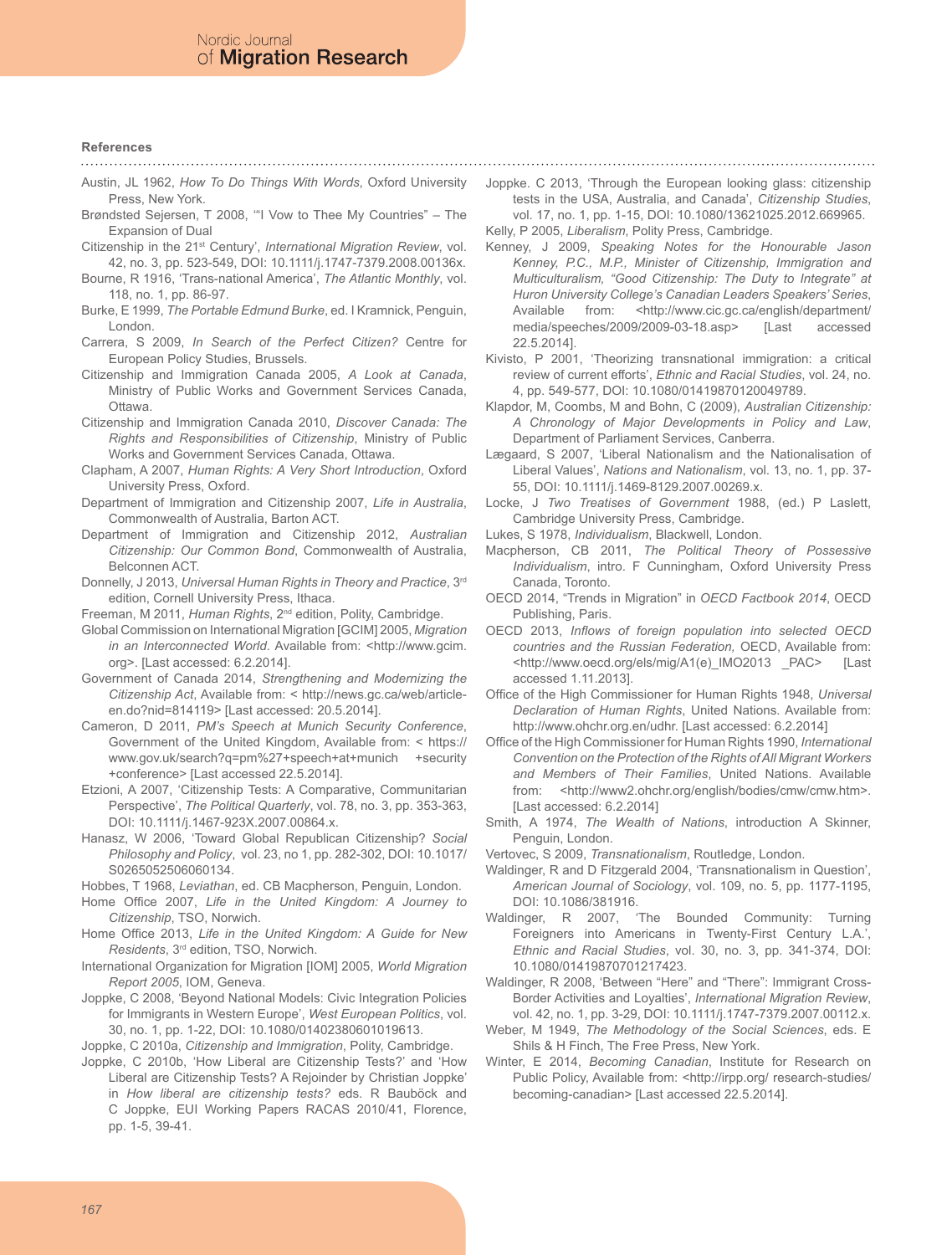### References

Austin, JL 1962, *How To Do Things With Words*, Oxford University Press, New York.

Brøndsted Sejersen, T 2008, '"I Vow to Thee My Countries" – The Expansion of Dual Citizenship in the 21st Century', *International Migration Review*, vol. 42, no. 3, pp. 523-549, DOI: 10.1111/j.1747-7379.2008.00136x.

Bourne, R 1916, 'Trans-national America', *The Atlantic Monthly*, vol. 118, no. 1, pp. 86-97.

Burke, E 1999, *The Portable Edmund Burke*, ed. I Kramnick, Penguin, London.

Carrera, S 2009, *In Search of the Perfect Citizen?* Centre for European Policy Studies, Brussels.

Citizenship and Immigration Canada 2005, *A Look at Canada*, Ministry of Public Works and Government Services Canada, Ottawa.

Citizenship and Immigration Canada 2010, *Discover Canada: The Rights and Responsibilities of Citizenship*, Ministry of Public Works and Government Services Canada, Ottawa.

Clapham, A 2007, *Human Rights: A Very Short Introduction*, Oxford University Press, Oxford.

Department of Immigration and Citizenship 2007, *Life in Australia*, Commonwealth of Australia, Barton ACT.

Department of Immigration and Citizenship 2012, *Australian Citizenship: Our Common Bond*, Commonwealth of Australia, Belconnen ACT.

Donnelly, J 2013, *Universal Human Rights in Theory and Practice*, 3rd edition, Cornell University Press, Ithaca.

Freeman, M 2011, *Human Rights*, 2nd edition, Polity, Cambridge.

Global Commission on International Migration [GCIM] 2005, *Migration in an Interconnected World*. Available from: <http://www.gcim.org>. [Last accessed: 6.2.2014].

Government of Canada 2014, *Strengthening and Modernizing the Citizenship Act*, Available from: < http://news.gc.ca/web/article-en.do?nid=814119> [Last accessed: 20.5.2014].

Cameron, D 2011, *PM's Speech at Munich Security Conference*, Government of the United Kingdom, Available from: < https://www.gov.uk/search?q=pm%27+speech+at+munich +security +conference> [Last accessed 22.5.2014].

Etzioni, A 2007, 'Citizenship Tests: A Comparative, Communitarian Perspective', *The Political Quarterly*, vol. 78, no. 3, pp. 353-363, DOI: 10.1111/j.1467-923X.2007.00864.x.

Hanasz, W 2006, 'Toward Global Republican Citizenship? *Social Philosophy and Policy*, vol. 23, no 1, pp. 282-302, DOI: 10.1017/S0265052506060134.

Hobbes, T 1968, *Leviathan*, ed. CB Macpherson, Penguin, London.

Home Office 2007, *Life in the United Kingdom: A Journey to Citizenship*, TSO, Norwich.

Home Office 2013, *Life in the United Kingdom: A Guide for New Residents*, 3rd edition, TSO, Norwich.

International Organization for Migration [IOM] 2005, *World Migration Report 2005*, IOM, Geneva.

Joppke, C 2008, 'Beyond National Models: Civic Integration Policies for Immigrants in Western Europe', *West European Politics*, vol. 30, no. 1, pp. 1-22, DOI: 10.1080/01402380601019613.

Joppke, C 2010a, *Citizenship and Immigration*, Polity, Cambridge.

Joppke, C 2010b, 'How Liberal are Citizenship Tests?' and 'How Liberal are Citizenship Tests? A Rejoinder by Christian Joppke' in *How liberal are citizenship tests?* eds. R Bauböck and C Joppke, EUI Working Papers RACAS 2010/41, Florence, pp. 1-5, 39-41.

Joppke. C 2013, 'Through the European looking glass: citizenship tests in the USA, Australia, and Canada', *Citizenship Studies*, vol. 17, no. 1, pp. 1-15, DOI: 10.1080/13621025.2012.669965.

Kelly, P 2005, *Liberalism*, Polity Press, Cambridge.

Kenney, J 2009, *Speaking Notes for the Honourable Jason Kenney, P.C., M.P., Minister of Citizenship, Immigration and Multiculturalism, "Good Citizenship: The Duty to Integrate" at Huron University College's Canadian Leaders Speakers' Series*, Available from: <http://www.cic.gc.ca/english/department/media/speeches/2009/2009-03-18.asp> [Last accessed 22.5.2014].

Kivisto, P 2001, 'Theorizing transnational immigration: a critical review of current efforts', *Ethnic and Racial Studies*, vol. 24, no. 4, pp. 549-577, DOI: 10.1080/01419870120049789.

Klapdor, M, Coombs, M and Bohn, C (2009), *Australian Citizenship: A Chronology of Major Developments in Policy and Law*, Department of Parliament Services, Canberra.

Lægaard, S 2007, 'Liberal Nationalism and the Nationalisation of Liberal Values', *Nations and Nationalism*, vol. 13, no. 1, pp. 37-55, DOI: 10.1111/j.1469-8129.2007.00269.x.

Locke, J *Two Treatises of Government* 1988, (ed.) P Laslett, Cambridge University Press, Cambridge.

Lukes, S 1978, *Individualism*, Blackwell, London.

Macpherson, CB 2011, *The Political Theory of Possessive Individualism*, intro. F Cunningham, Oxford University Press Canada, Toronto.

OECD 2014, "Trends in Migration" in *OECD Factbook 2014*, OECD Publishing, Paris.

OECD 2013, *Inflows of foreign population into selected OECD countries and the Russian Federation,* OECD, Available from: <http://www.oecd.org/els/mig/A1(e)_IMO2013 _PAC> [Last accessed 1.11.2013].

Office of the High Commissioner for Human Rights 1948, *Universal Declaration of Human Rights*, United Nations. Available from: http://www.ohchr.org.en/udhr. [Last accessed: 6.2.2014]

Office of the High Commissioner for Human Rights 1990, *International Convention on the Protection of the Rights of All Migrant Workers and Members of Their Families*, United Nations. Available from: <http://www2.ohchr.org/english/bodies/cmw/cmw.htm>. [Last accessed: 6.2.2014]

Smith, A 1974, *The Wealth of Nations*, introduction A Skinner, Penguin, London.

Vertovec, S 2009, *Transnationalism*, Routledge, London.

Waldinger, R and D Fitzgerald 2004, 'Transnationalism in Question', *American Journal of Sociology*, vol. 109, no. 5, pp. 1177-1195, DOI: 10.1086/381916.

Waldinger, R 2007, 'The Bounded Community: Turning Foreigners into Americans in Twenty-First Century L.A.', *Ethnic and Racial Studies*, vol. 30, no. 3, pp. 341-374, DOI: 10.1080/01419870701217423.

Waldinger, R 2008, 'Between "Here" and "There": Immigrant Cross-Border Activities and Loyalties', *International Migration Review*, vol. 42, no. 1, pp. 3-29, DOI: 10.1111/j.1747-7379.2007.00112.x.

Weber, M 1949, *The Methodology of the Social Sciences*, eds. E Shils & H Finch, The Free Press, New York.

Winter, E 2014, *Becoming Canadian*, Institute for Research on Public Policy, Available from: <http://irpp.org/ research-studies/becoming-canadian> [Last accessed 22.5.2014].